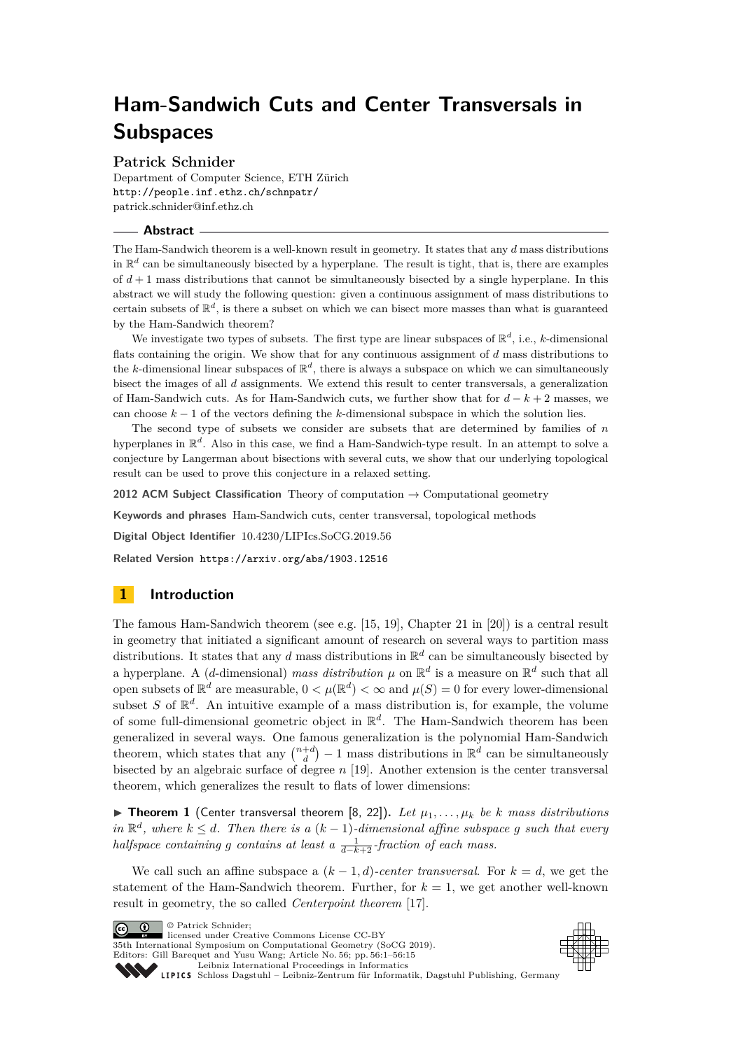# Ham-Sandwich Cuts and Center Transversals in Subspaces

**Patrick Schnider**

Department of Computer Science, ETH Zürich
http://people.inf.ethz.ch/schnpatr/
patrick.schnider@inf.ethz.ch

## Abstract

The Ham-Sandwich theorem is a well-known result in geometry. It states that any $d$ mass distributions in $\mathbb{R}^d$ can be simultaneously bisected by a hyperplane. The result is tight, that is, there are examples of $d+1$ mass distributions that cannot be simultaneously bisected by a single hyperplane. In this abstract we will study the following question: given a continuous assignment of mass distributions to certain subsets of $\mathbb{R}^d$, is there a subset on which we can bisect more masses than what is guaranteed by the Ham-Sandwich theorem?

We investigate two types of subsets. The first type are linear subspaces of $\mathbb{R}^d$, i.e., $k$-dimensional flats containing the origin. We show that for any continuous assignment of $d$ mass distributions to the $k$-dimensional linear subspaces of $\mathbb{R}^d$, there is always a subspace on which we can simultaneously bisect the images of all $d$ assignments. We extend this result to center transversals, a generalization of Ham-Sandwich cuts. As for Ham-Sandwich cuts, we further show that for $d-k+2$ masses, we can choose $k-1$ of the vectors defining the $k$-dimensional subspace in which the solution lies.

The second type of subsets we consider are subsets that are determined by families of $n$ hyperplanes in $\mathbb{R}^d$. Also in this case, we find a Ham-Sandwich-type result. In an attempt to solve a conjecture by Langerman about bisections with several cuts, we show that our underlying topological result can be used to prove this conjecture in a relaxed setting.

**2012 ACM Subject Classification** Theory of computation → Computational geometry

**Keywords and phrases** Ham-Sandwich cuts, center transversal, topological methods

**Digital Object Identifier** 10.4230/LIPIcs.SoCG.2019.56

**Related Version** https://arxiv.org/abs/1903.12516

## 1 Introduction

The famous Ham-Sandwich theorem (see e.g. [15, 19], Chapter 21 in [20]) is a central result in geometry that initiated a significant amount of research on several ways to partition mass distributions. It states that any $d$ mass distributions in $\mathbb{R}^d$ can be simultaneously bisected by a hyperplane. A ($d$-dimensional) *mass distribution* $\mu$ on $\mathbb{R}^d$ is a measure on $\mathbb{R}^d$ such that all open subsets of $\mathbb{R}^d$ are measurable, $0 < \mu(\mathbb{R}^d) < \infty$ and $\mu(S) = 0$ for every lower-dimensional subset $S$ of $\mathbb{R}^d$. An intuitive example of a mass distribution is, for example, the volume of some full-dimensional geometric object in $\mathbb{R}^d$. The Ham-Sandwich theorem has been generalized in several ways. One famous generalization is the polynomial Ham-Sandwich theorem, which states that any $\binom{n+d}{d} - 1$ mass distributions in $\mathbb{R}^d$ can be simultaneously bisected by an algebraic surface of degree $n$ [19]. Another extension is the center transversal theorem, which generalizes the result to flats of lower dimensions:

▶ **Theorem 1** (Center transversal theorem [8, 22])**.** *Let $\mu_1, \ldots, \mu_k$ be $k$ mass distributions in $\mathbb{R}^d$, where $k \leq d$. Then there is a $(k-1)$-dimensional affine subspace $g$ such that every halfspace containing $g$ contains at least a $\frac{1}{d-k+2}$-fraction of each mass.*

We call such an affine subspace a $(k-1,d)$-*center transversal*. For $k = d$, we get the statement of the Ham-Sandwich theorem. Further, for $k = 1$, we get another well-known result in geometry, the so called *Centerpoint theorem* [17].

© Patrick Schnider;
licensed under Creative Commons License CC-BY
35th International Symposium on Computational Geometry (SoCG 2019).
Editors: Gill Barequet and Yusu Wang; Article No. 56; pp. 56:1–56:15
Leibniz International Proceedings in Informatics
Schloss Dagstuhl – Leibniz-Zentrum für Informatik, Dagstuhl Publishing, Germany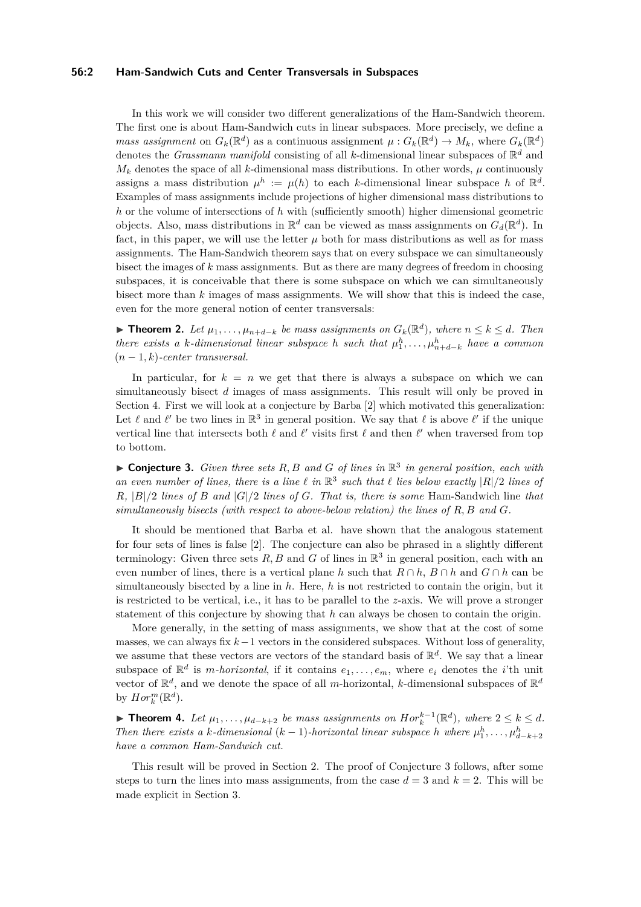In this work we will consider two different generalizations of the Ham-Sandwich theorem. The first one is about Ham-Sandwich cuts in linear subspaces. More precisely, we define a *mass assignment* on $G_k(\mathbb{R}^d)$ as a continuous assignment $\mu : G_k(\mathbb{R}^d) \to M_k$, where $G_k(\mathbb{R}^d)$ denotes the *Grassmann manifold* consisting of all $k$-dimensional linear subspaces of $\mathbb{R}^d$ and $M_k$ denotes the space of all $k$-dimensional mass distributions. In other words, $\mu$ continuously assigns a mass distribution $\mu^h := \mu(h)$ to each $k$-dimensional linear subspace $h$ of $\mathbb{R}^d$. Examples of mass assignments include projections of higher dimensional mass distributions to $h$ or the volume of intersections of $h$ with (sufficiently smooth) higher dimensional geometric objects. Also, mass distributions in $\mathbb{R}^d$ can be viewed as mass assignments on $G_d(\mathbb{R}^d)$. In fact, in this paper, we will use the letter $\mu$ both for mass distributions as well as for mass assignments. The Ham-Sandwich theorem says that on every subspace we can simultaneously bisect the images of $k$ mass assignments. But as there are many degrees of freedom in choosing subspaces, it is conceivable that there is some subspace on which we can simultaneously bisect more than $k$ images of mass assignments. We will show that this is indeed the case, even for the more general notion of center transversals:

► **Theorem 2.** *Let $\mu_1, \ldots, \mu_{n+d-k}$ be mass assignments on $G_k(\mathbb{R}^d)$, where $n \leq k \leq d$. Then there exists a $k$-dimensional linear subspace $h$ such that $\mu_1^h, \ldots, \mu_{n+d-k}^h$ have a common $(n-1, k)$-center transversal.*

In particular, for $k = n$ we get that there is always a subspace on which we can simultaneously bisect $d$ images of mass assignments. This result will only be proved in Section 4. First we will look at a conjecture by Barba [2] which motivated this generalization: Let $\ell$ and $\ell'$ be two lines in $\mathbb{R}^3$ in general position. We say that $\ell$ is above $\ell'$ if the unique vertical line that intersects both $\ell$ and $\ell'$ visits first $\ell$ and then $\ell'$ when traversed from top to bottom.

► **Conjecture 3.** *Given three sets $R, B$ and $G$ of lines in $\mathbb{R}^3$ in general position, each with an even number of lines, there is a line $\ell$ in $\mathbb{R}^3$ such that $\ell$ lies below exactly $|R|/2$ lines of $R$, $|B|/2$ lines of $B$ and $|G|/2$ lines of $G$. That is, there is some* Ham-Sandwich line *that simultaneously bisects (with respect to above-below relation) the lines of $R, B$ and $G$.*

It should be mentioned that Barba et al. have shown that the analogous statement for four sets of lines is false [2]. The conjecture can also be phrased in a slightly different terminology: Given three sets $R, B$ and $G$ of lines in $\mathbb{R}^3$ in general position, each with an even number of lines, there is a vertical plane $h$ such that $R \cap h$, $B \cap h$ and $G \cap h$ can be simultaneously bisected by a line in $h$. Here, $h$ is not restricted to contain the origin, but it is restricted to be vertical, i.e., it has to be parallel to the $z$-axis. We will prove a stronger statement of this conjecture by showing that $h$ can always be chosen to contain the origin.

More generally, in the setting of mass assignments, we show that at the cost of some masses, we can always fix $k-1$ vectors in the considered subspaces. Without loss of generality, we assume that these vectors are vectors of the standard basis of $\mathbb{R}^d$. We say that a linear subspace of $\mathbb{R}^d$ is *$m$-horizontal*, if it contains $e_1, \ldots, e_m$, where $e_i$ denotes the $i$'th unit vector of $\mathbb{R}^d$, and we denote the space of all $m$-horizontal, $k$-dimensional subspaces of $\mathbb{R}^d$ by $Hor_k^m(\mathbb{R}^d)$.

► **Theorem 4.** *Let $\mu_1, \ldots, \mu_{d-k+2}$ be mass assignments on $Hor_k^{k-1}(\mathbb{R}^d)$, where $2 \leq k \leq d$. Then there exists a $k$-dimensional $(k-1)$-horizontal linear subspace $h$ where $\mu_1^h, \ldots, \mu_{d-k+2}^h$ have a common Ham-Sandwich cut.*

This result will be proved in Section 2. The proof of Conjecture 3 follows, after some steps to turn the lines into mass assignments, from the case $d = 3$ and $k = 2$. This will be made explicit in Section 3.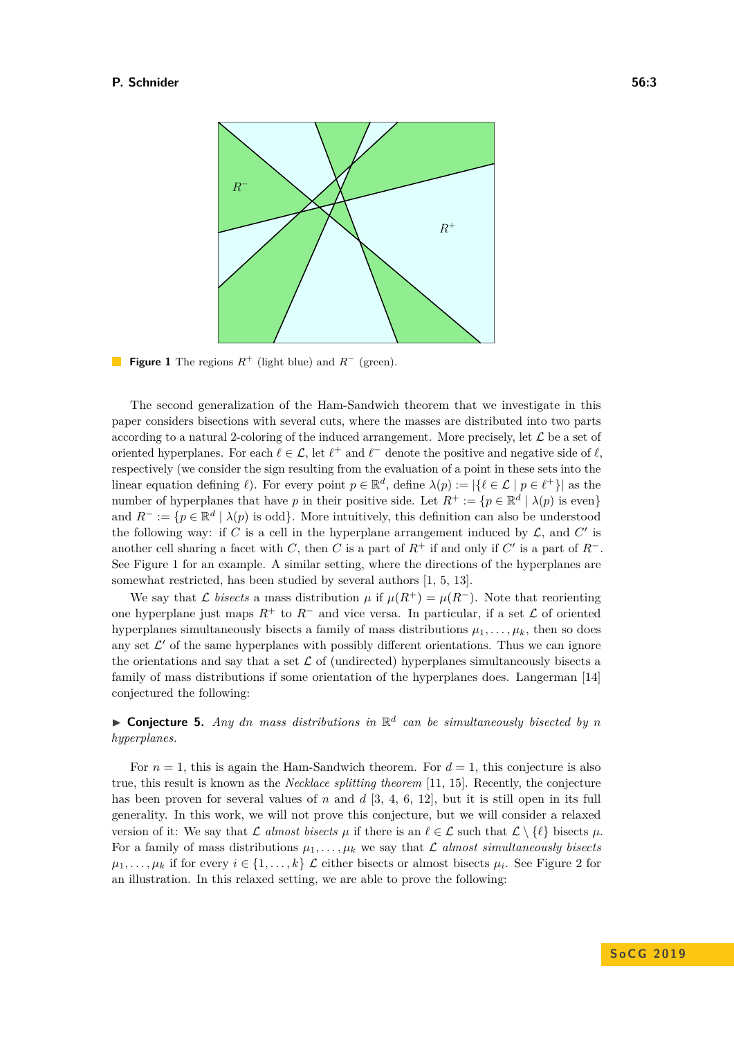**Figure 1** The regions $R^+$ (light blue) and $R^-$ (green).

The second generalization of the Ham-Sandwich theorem that we investigate in this paper considers bisections with several cuts, where the masses are distributed into two parts according to a natural 2-coloring of the induced arrangement. More precisely, let $\mathcal{L}$ be a set of oriented hyperplanes. For each $\ell \in \mathcal{L}$, let $\ell^+$ and $\ell^-$ denote the positive and negative side of $\ell$, respectively (we consider the sign resulting from the evaluation of a point in these sets into the linear equation defining $\ell$). For every point $p \in \mathbb{R}^d$, define $\lambda(p) := |\{\ell \in \mathcal{L} \mid p \in \ell^+\}|$ as the number of hyperplanes that have $p$ in their positive side. Let $R^+ := \{p \in \mathbb{R}^d \mid \lambda(p) \text{ is even}\}$ and $R^- := \{p \in \mathbb{R}^d \mid \lambda(p) \text{ is odd}\}$. More intuitively, this definition can also be understood the following way: if $C$ is a cell in the hyperplane arrangement induced by $\mathcal{L}$, and $C'$ is another cell sharing a facet with $C$, then $C$ is a part of $R^+$ if and only if $C'$ is a part of $R^-$. See Figure 1 for an example. A similar setting, where the directions of the hyperplanes are somewhat restricted, has been studied by several authors [1, 5, 13].

We say that $\mathcal{L}$ *bisects* a mass distribution $\mu$ if $\mu(R^+) = \mu(R^-)$. Note that reorienting one hyperplane just maps $R^+$ to $R^-$ and vice versa. In particular, if a set $\mathcal{L}$ of oriented hyperplanes simultaneously bisects a family of mass distributions $\mu_1, \ldots, \mu_k$, then so does any set $\mathcal{L}'$ of the same hyperplanes with possibly different orientations. Thus we can ignore the orientations and say that a set $\mathcal{L}$ of (undirected) hyperplanes simultaneously bisects a family of mass distributions if some orientation of the hyperplanes does. Langerman [14] conjectured the following:

▶ **Conjecture 5.** *Any $dn$ mass distributions in $\mathbb{R}^d$ can be simultaneously bisected by $n$ hyperplanes.*

For $n = 1$, this is again the Ham-Sandwich theorem. For $d = 1$, this conjecture is also true, this result is known as the *Necklace splitting theorem* [11, 15]. Recently, the conjecture has been proven for several values of $n$ and $d$ [3, 4, 6, 12], but it is still open in its full generality. In this work, we will not prove this conjecture, but we will consider a relaxed version of it: We say that $\mathcal{L}$ *almost bisects* $\mu$ if there is an $\ell \in \mathcal{L}$ such that $\mathcal{L} \setminus \{\ell\}$ bisects $\mu$. For a family of mass distributions $\mu_1, \ldots, \mu_k$ we say that $\mathcal{L}$ *almost simultaneously bisects* $\mu_1, \ldots, \mu_k$ if for every $i \in \{1, \ldots, k\}$ $\mathcal{L}$ either bisects or almost bisects $\mu_i$. See Figure 2 for an illustration. In this relaxed setting, we are able to prove the following: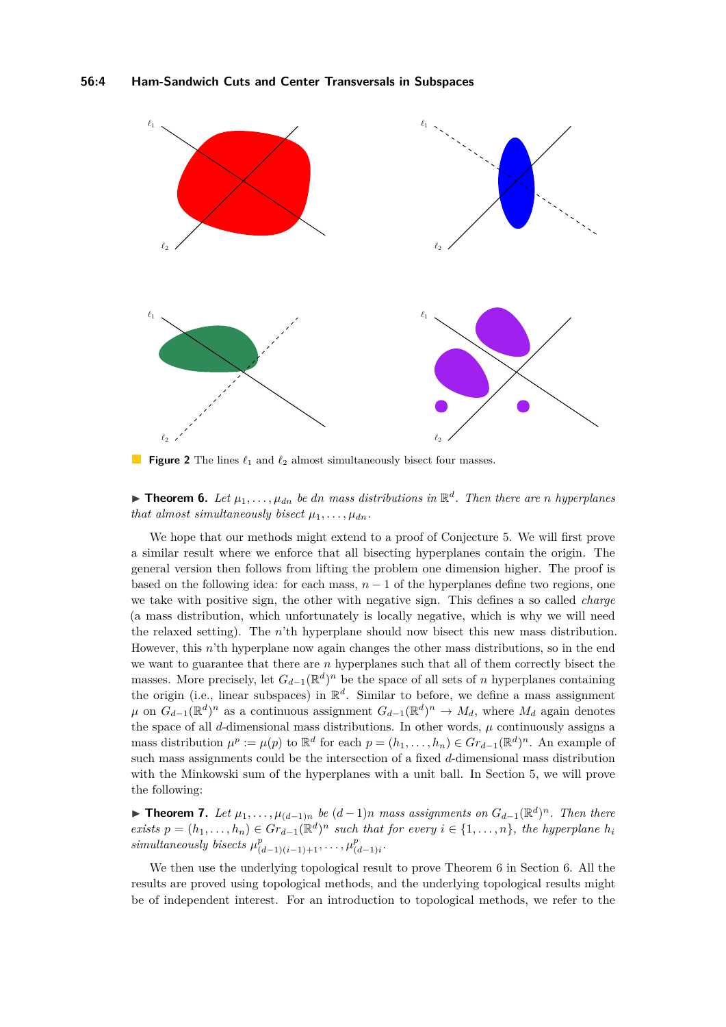**Figure 2** The lines $\ell_1$ and $\ell_2$ almost simultaneously bisect four masses.

▶ **Theorem 6.** *Let $\mu_1, \ldots, \mu_{dn}$ be $dn$ mass distributions in $\mathbb{R}^d$. Then there are $n$ hyperplanes that almost simultaneously bisect $\mu_1, \ldots, \mu_{dn}$.*

We hope that our methods might extend to a proof of Conjecture 5. We will first prove a similar result where we enforce that all bisecting hyperplanes contain the origin. The general version then follows from lifting the problem one dimension higher. The proof is based on the following idea: for each mass, $n-1$ of the hyperplanes define two regions, one we take with positive sign, the other with negative sign. This defines a so called *charge* (a mass distribution, which unfortunately is locally negative, which is why we will need the relaxed setting). The $n$'th hyperplane should now bisect this new mass distribution. However, this $n$'th hyperplane now again changes the other mass distributions, so in the end we want to guarantee that there are $n$ hyperplanes such that all of them correctly bisect the masses. More precisely, let $G_{d-1}(\mathbb{R}^d)^n$ be the space of all sets of $n$ hyperplanes containing the origin (i.e., linear subspaces) in $\mathbb{R}^d$. Similar to before, we define a mass assignment $\mu$ on $G_{d-1}(\mathbb{R}^d)^n$ as a continuous assignment $G_{d-1}(\mathbb{R}^d)^n \to M_d$, where $M_d$ again denotes the space of all $d$-dimensional mass distributions. In other words, $\mu$ continuously assigns a mass distribution $\mu^p := \mu(p)$ to $\mathbb{R}^d$ for each $p = (h_1, \ldots, h_n) \in Gr_{d-1}(\mathbb{R}^d)^n$. An example of such mass assignments could be the intersection of a fixed $d$-dimensional mass distribution with the Minkowski sum of the hyperplanes with a unit ball. In Section 5, we will prove the following:

▶ **Theorem 7.** *Let $\mu_1, \ldots, \mu_{(d-1)n}$ be $(d-1)n$ mass assignments on $G_{d-1}(\mathbb{R}^d)^n$. Then there exists $p = (h_1, \ldots, h_n) \in Gr_{d-1}(\mathbb{R}^d)^n$ such that for every $i \in \{1, \ldots, n\}$, the hyperplane $h_i$ simultaneously bisects $\mu^p_{(d-1)(i-1)+1}, \ldots, \mu^p_{(d-1)i}$.*

We then use the underlying topological result to prove Theorem 6 in Section 6. All the results are proved using topological methods, and the underlying topological results might be of independent interest. For an introduction to topological methods, we refer to the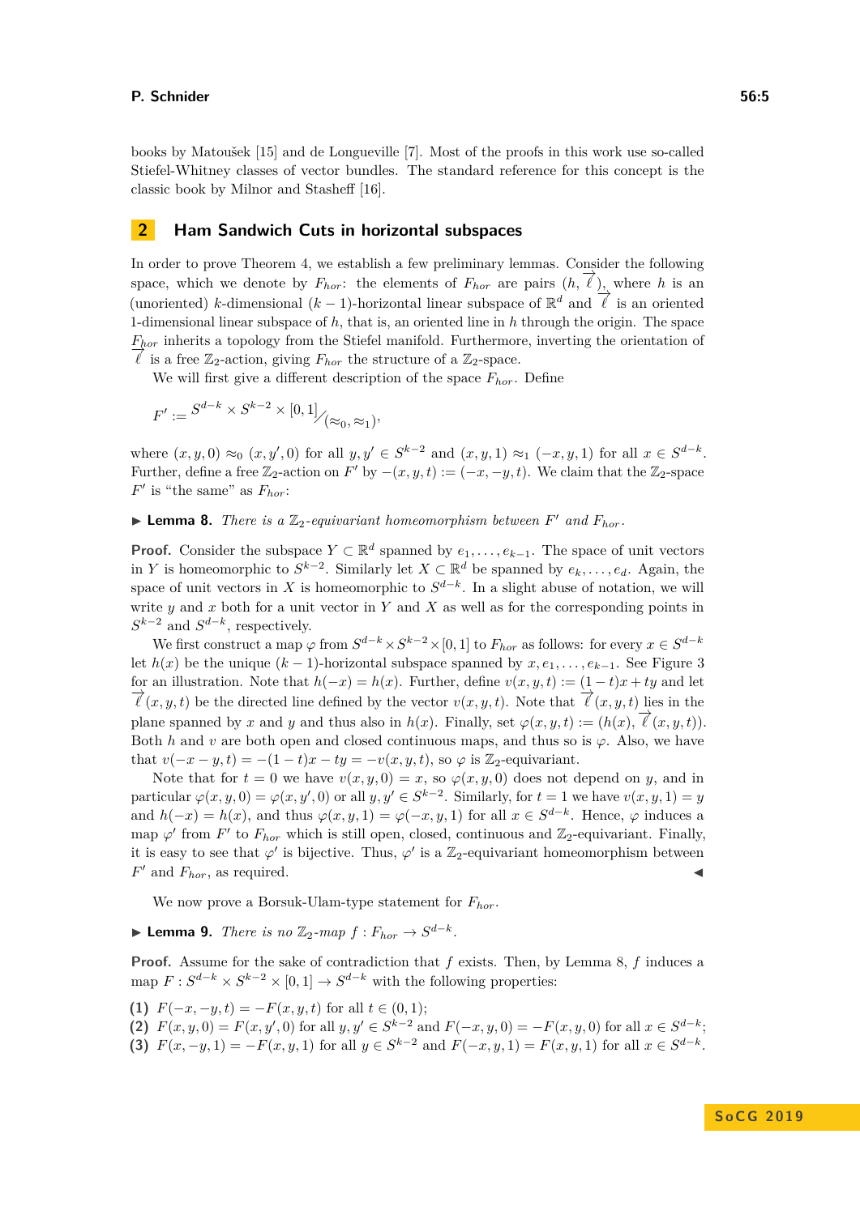books by Matoušek [15] and de Longueville [7]. Most of the proofs in this work use so-called Stiefel-Whitney classes of vector bundles. The standard reference for this concept is the classic book by Milnor and Stasheff [16].

## 2 Ham Sandwich Cuts in horizontal subspaces

In order to prove Theorem 4, we establish a few preliminary lemmas. Consider the following space, which we denote by $F_{hor}$: the elements of $F_{hor}$ are pairs $(h, \overrightarrow{\ell})$, where $h$ is an (unoriented) $k$-dimensional $(k-1)$-horizontal linear subspace of $\mathbb{R}^d$ and $\overrightarrow{\ell}$ is an oriented 1-dimensional linear subspace of $h$, that is, an oriented line in $h$ through the origin. The space $F_{hor}$ inherits a topology from the Stiefel manifold. Furthermore, inverting the orientation of $\overrightarrow{\ell}$ is a free $\mathbb{Z}_2$-action, giving $F_{hor}$ the structure of a $\mathbb{Z}_2$-space.

We will first give a different description of the space $F_{hor}$. Define

$$F' := S^{d-k} \times S^{k-2} \times [0,1] \big/ (\approx_0, \approx_1),$$

where $(x, y, 0) \approx_0 (x, y', 0)$ for all $y, y' \in S^{k-2}$ and $(x, y, 1) \approx_1 (-x, y, 1)$ for all $x \in S^{d-k}$. Further, define a free $\mathbb{Z}_2$-action on $F'$ by $-(x, y, t) := (-x, -y, t)$. We claim that the $\mathbb{Z}_2$-space $F'$ is "the same" as $F_{hor}$:

▶ **Lemma 8.** *There is a $\mathbb{Z}_2$-equivariant homeomorphism between $F'$ and $F_{hor}$.*

**Proof.** Consider the subspace $Y \subset \mathbb{R}^d$ spanned by $e_1, \ldots, e_{k-1}$. The space of unit vectors in $Y$ is homeomorphic to $S^{k-2}$. Similarly let $X \subset \mathbb{R}^d$ be spanned by $e_k, \ldots, e_d$. Again, the space of unit vectors in $X$ is homeomorphic to $S^{d-k}$. In a slight abuse of notation, we will write $y$ and $x$ both for a unit vector in $Y$ and $X$ as well as for the corresponding points in $S^{k-2}$ and $S^{d-k}$, respectively.

We first construct a map $\varphi$ from $S^{d-k} \times S^{k-2} \times [0,1]$ to $F_{hor}$ as follows: for every $x \in S^{d-k}$ let $h(x)$ be the unique $(k-1)$-horizontal subspace spanned by $x, e_1, \ldots, e_{k-1}$. See Figure 3 for an illustration. Note that $h(-x) = h(x)$. Further, define $v(x, y, t) := (1-t)x + ty$ and let $\overrightarrow{\ell}(x, y, t)$ be the directed line defined by the vector $v(x, y, t)$. Note that $\overrightarrow{\ell}(x, y, t)$ lies in the plane spanned by $x$ and $y$ and thus also in $h(x)$. Finally, set $\varphi(x, y, t) := (h(x), \overrightarrow{\ell}(x, y, t))$. Both $h$ and $v$ are both open and closed continuous maps, and thus so is $\varphi$. Also, we have that $v(-x-y, t) = -(1-t)x - ty = -v(x, y, t)$, so $\varphi$ is $\mathbb{Z}_2$-equivariant.

Note that for $t = 0$ we have $v(x, y, 0) = x$, so $\varphi(x, y, 0)$ does not depend on $y$, and in particular $\varphi(x, y, 0) = \varphi(x, y', 0)$ or all $y, y' \in S^{k-2}$. Similarly, for $t = 1$ we have $v(x, y, 1) = y$ and $h(-x) = h(x)$, and thus $\varphi(x, y, 1) = \varphi(-x, y, 1)$ for all $x \in S^{d-k}$. Hence, $\varphi$ induces a map $\varphi'$ from $F'$ to $F_{hor}$ which is still open, closed, continuous and $\mathbb{Z}_2$-equivariant. Finally, it is easy to see that $\varphi'$ is bijective. Thus, $\varphi'$ is a $\mathbb{Z}_2$-equivariant homeomorphism between $F'$ and $F_{hor}$, as required. ◀

We now prove a Borsuk-Ulam-type statement for $F_{hor}$.

▶ **Lemma 9.** *There is no $\mathbb{Z}_2$-map $f : F_{hor} \to S^{d-k}$.*

**Proof.** Assume for the sake of contradiction that $f$ exists. Then, by Lemma 8, $f$ induces a map $F : S^{d-k} \times S^{k-2} \times [0,1] \to S^{d-k}$ with the following properties:

**(1)** $F(-x, -y, t) = -F(x, y, t)$ for all $t \in (0, 1)$;
**(2)** $F(x, y, 0) = F(x, y', 0)$ for all $y, y' \in S^{k-2}$ and $F(-x, y, 0) = -F(x, y, 0)$ for all $x \in S^{d-k}$;
**(3)** $F(x, -y, 1) = -F(x, y, 1)$ for all $y \in S^{k-2}$ and $F(-x, y, 1) = F(x, y, 1)$ for all $x \in S^{d-k}$.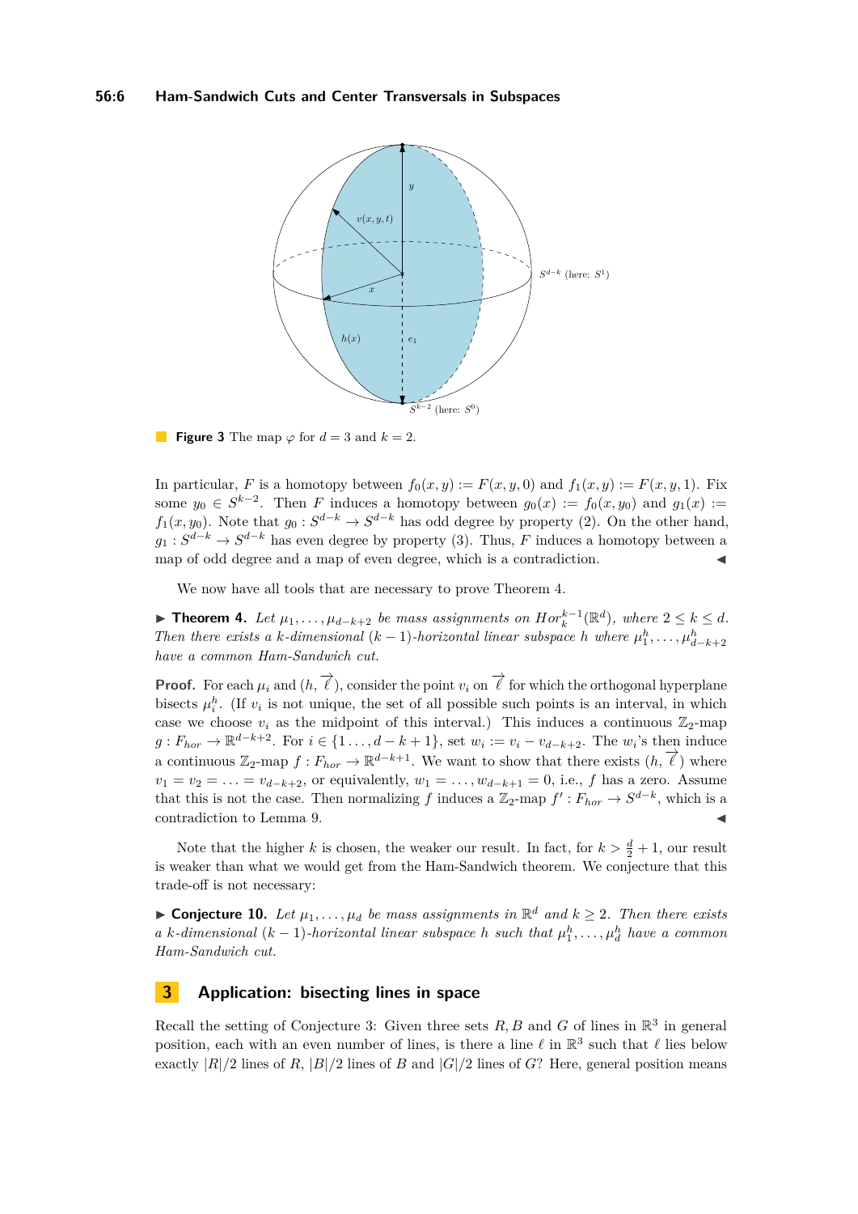**Figure 3** The map $\varphi$ for $d = 3$ and $k = 2$.

In particular, $F$ is a homotopy between $f_0(x, y) := F(x, y, 0)$ and $f_1(x, y) := F(x, y, 1)$. Fix some $y_0 \in S^{k-2}$. Then $F$ induces a homotopy between $g_0(x) := f_0(x, y_0)$ and $g_1(x) := f_1(x, y_0)$. Note that $g_0 : S^{d-k} \to S^{d-k}$ has odd degree by property (2). On the other hand, $g_1 : S^{d-k} \to S^{d-k}$ has even degree by property (3). Thus, $F$ induces a homotopy between a map of odd degree and a map of even degree, which is a contradiction. ◀

We now have all tools that are necessary to prove Theorem 4.

▶ **Theorem 4.** *Let $\mu_1, \ldots, \mu_{d-k+2}$ be mass assignments on $Hor_k^{k-1}(\mathbb{R}^d)$, where $2 \leq k \leq d$. Then there exists a $k$-dimensional $(k-1)$-horizontal linear subspace $h$ where $\mu_1^h, \ldots, \mu_{d-k+2}^h$ have a common Ham-Sandwich cut.*

**Proof.** For each $\mu_i$ and $(h, \overrightarrow{\ell})$, consider the point $v_i$ on $\overrightarrow{\ell}$ for which the orthogonal hyperplane bisects $\mu_i^h$. (If $v_i$ is not unique, the set of all possible such points is an interval, in which case we choose $v_i$ as the midpoint of this interval.) This induces a continuous $\mathbb{Z}_2$-map $g : F_{hor} \to \mathbb{R}^{d-k+2}$. For $i \in \{1 \ldots, d-k+1\}$, set $w_i := v_i - v_{d-k+2}$. The $w_i$'s then induce a continuous $\mathbb{Z}_2$-map $f : F_{hor} \to \mathbb{R}^{d-k+1}$. We want to show that there exists $(h, \overrightarrow{\ell})$ where $v_1 = v_2 = \ldots = v_{d-k+2}$, or equivalently, $w_1 = \ldots, w_{d-k+1} = 0$, i.e., $f$ has a zero. Assume that this is not the case. Then normalizing $f$ induces a $\mathbb{Z}_2$-map $f' : F_{hor} \to S^{d-k}$, which is a contradiction to Lemma 9. ◀

Note that the higher $k$ is chosen, the weaker our result. In fact, for $k > \frac{d}{2} + 1$, our result is weaker than what we would get from the Ham-Sandwich theorem. We conjecture that this trade-off is not necessary:

▶ **Conjecture 10.** *Let $\mu_1, \ldots, \mu_d$ be mass assignments in $\mathbb{R}^d$ and $k \geq 2$. Then there exists a $k$-dimensional $(k-1)$-horizontal linear subspace $h$ such that $\mu_1^h, \ldots, \mu_d^h$ have a common Ham-Sandwich cut.*

## 3 Application: bisecting lines in space

Recall the setting of Conjecture 3: Given three sets $R, B$ and $G$ of lines in $\mathbb{R}^3$ in general position, each with an even number of lines, is there a line $\ell$ in $\mathbb{R}^3$ such that $\ell$ lies below exactly $|R|/2$ lines of $R$, $|B|/2$ lines of $B$ and $|G|/2$ lines of $G$? Here, general position means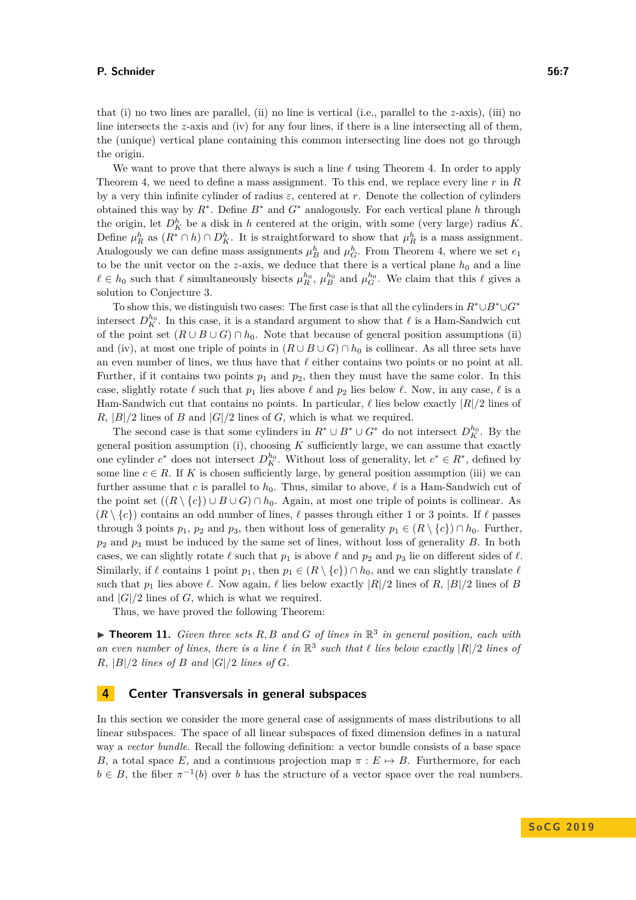that (i) no two lines are parallel, (ii) no line is vertical (i.e., parallel to the $z$-axis), (iii) no line intersects the $z$-axis and (iv) for any four lines, if there is a line intersecting all of them, the (unique) vertical plane containing this common intersecting line does not go through the origin.

We want to prove that there always is such a line $\ell$ using Theorem 4. In order to apply Theorem 4, we need to define a mass assignment. To this end, we replace every line $r$ in $R$ by a very thin infinite cylinder of radius $\varepsilon$, centered at $r$. Denote the collection of cylinders obtained this way by $R^*$. Define $B^*$ and $G^*$ analogously. For each vertical plane $h$ through the origin, let $D^h_K$ be a disk in $h$ centered at the origin, with some (very large) radius $K$. Define $\mu^h_R$ as $(R^* \cap h) \cap D^h_K$. It is straightforward to show that $\mu^h_R$ is a mass assignment. Analogously we can define mass assignments $\mu^h_B$ and $\mu^h_G$. From Theorem 4, where we set $e_1$ to be the unit vector on the $z$-axis, we deduce that there is a vertical plane $h_0$ and a line $\ell \in h_0$ such that $\ell$ simultaneously bisects $\mu^{h_0}_R$, $\mu^{h_0}_B$ and $\mu^{h_0}_G$. We claim that this $\ell$ gives a solution to Conjecture 3.

To show this, we distinguish two cases: The first case is that all the cylinders in $R^* \cup B^* \cup G^*$ intersect $D^{h_0}_K$. In this case, it is a standard argument to show that $\ell$ is a Ham-Sandwich cut of the point set $(R \cup B \cup G) \cap h_0$. Note that because of general position assumptions (ii) and (iv), at most one triple of points in $(R \cup B \cup G) \cap h_0$ is collinear. As all three sets have an even number of lines, we thus have that $\ell$ either contains two points or no point at all. Further, if it contains two points $p_1$ and $p_2$, then they must have the same color. In this case, slightly rotate $\ell$ such that $p_1$ lies above $\ell$ and $p_2$ lies below $\ell$. Now, in any case, $\ell$ is a Ham-Sandwich cut that contains no points. In particular, $\ell$ lies below exactly $|R|/2$ lines of $R$, $|B|/2$ lines of $B$ and $|G|/2$ lines of $G$, which is what we required.

The second case is that some cylinders in $R^* \cup B^* \cup G^*$ do not intersect $D^{h_0}_K$. By the general position assumption (i), choosing $K$ sufficiently large, we can assume that exactly one cylinder $c^*$ does not intersect $D^{h_0}_K$. Without loss of generality, let $c^* \in R^*$, defined by some line $c \in R$. If $K$ is chosen sufficiently large, by general position assumption (iii) we can further assume that $c$ is parallel to $h_0$. Thus, similar to above, $\ell$ is a Ham-Sandwich cut of the point set $((R \setminus \{c\}) \cup B \cup G) \cap h_0$. Again, at most one triple of points is collinear. As $(R \setminus \{c\})$ contains an odd number of lines, $\ell$ passes through either 1 or 3 points. If $\ell$ passes through 3 points $p_1$, $p_2$ and $p_3$, then without loss of generality $p_1 \in (R \setminus \{c\}) \cap h_0$. Further, $p_2$ and $p_3$ must be induced by the same set of lines, without loss of generality $B$. In both cases, we can slightly rotate $\ell$ such that $p_1$ is above $\ell$ and $p_2$ and $p_3$ lie on different sides of $\ell$. Similarly, if $\ell$ contains 1 point $p_1$, then $p_1 \in (R \setminus \{c\}) \cap h_0$, and we can slightly translate $\ell$ such that $p_1$ lies above $\ell$. Now again, $\ell$ lies below exactly $|R|/2$ lines of $R$, $|B|/2$ lines of $B$ and $|G|/2$ lines of $G$, which is what we required.

Thus, we have proved the following Theorem:

▶ **Theorem 11.** *Given three sets $R, B$ and $G$ of lines in $\mathbb{R}^3$ in general position, each with an even number of lines, there is a line $\ell$ in $\mathbb{R}^3$ such that $\ell$ lies below exactly $|R|/2$ lines of $R$, $|B|/2$ lines of $B$ and $|G|/2$ lines of $G$.*

## 4 Center Transversals in general subspaces

In this section we consider the more general case of assignments of mass distributions to all linear subspaces. The space of all linear subspaces of fixed dimension defines in a natural way a *vector bundle*. Recall the following definition: a vector bundle consists of a base space $B$, a total space $E$, and a continuous projection map $\pi : E \mapsto B$. Furthermore, for each $b \in B$, the fiber $\pi^{-1}(b)$ over $b$ has the structure of a vector space over the real numbers.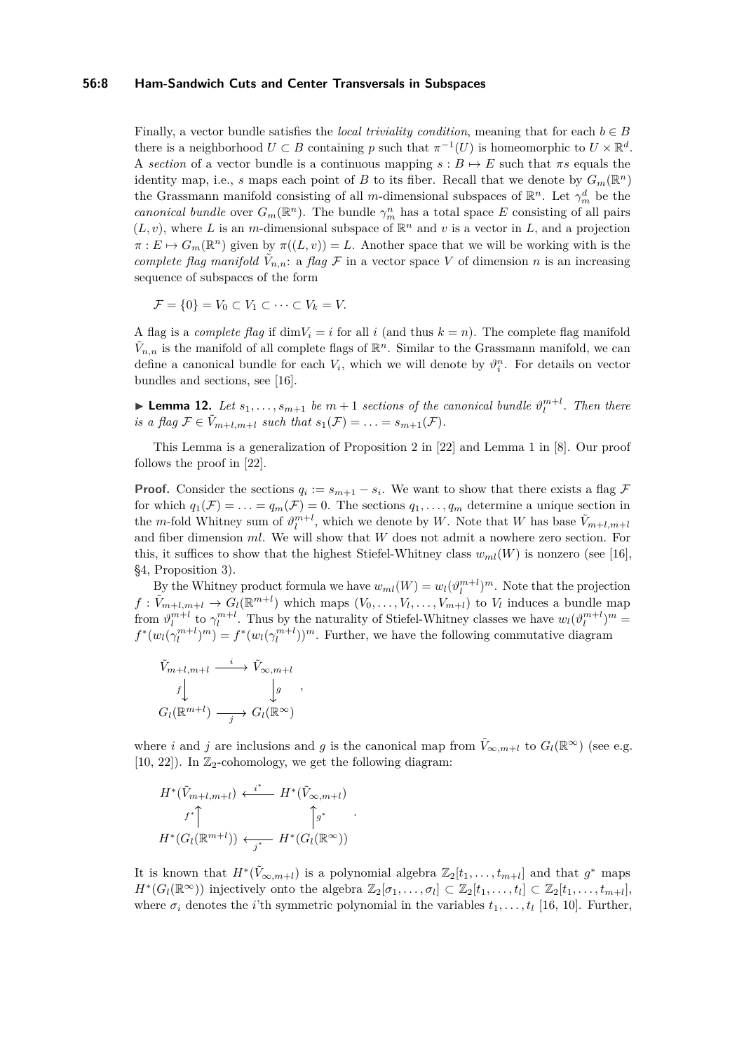Finally, a vector bundle satisfies the *local triviality condition*, meaning that for each $b \in B$ there is a neighborhood $U \subset B$ containing $p$ such that $\pi^{-1}(U)$ is homeomorphic to $U \times \mathbb{R}^d$. A *section* of a vector bundle is a continuous mapping $s : B \mapsto E$ such that $\pi s$ equals the identity map, i.e., $s$ maps each point of $B$ to its fiber. Recall that we denote by $G_m(\mathbb{R}^n)$ the Grassmann manifold consisting of all $m$-dimensional subspaces of $\mathbb{R}^n$. Let $\gamma_m^d$ be the *canonical bundle* over $G_m(\mathbb{R}^n)$. The bundle $\gamma_m^n$ has a total space $E$ consisting of all pairs $(L, v)$, where $L$ is an $m$-dimensional subspace of $\mathbb{R}^n$ and $v$ is a vector in $L$, and a projection $\pi : E \mapsto G_m(\mathbb{R}^n)$ given by $\pi((L, v)) = L$. Another space that we will be working with is the *complete flag manifold* $\tilde{V}_{n,n}$: a *flag* $\mathcal{F}$ in a vector space $V$ of dimension $n$ is an increasing sequence of subspaces of the form

$$\mathcal{F} = \{0\} = V_0 \subset V_1 \subset \cdots \subset V_k = V.$$

A flag is a *complete flag* if $\dim V_i = i$ for all $i$ (and thus $k = n$). The complete flag manifold $\tilde{V}_{n,n}$ is the manifold of all complete flags of $\mathbb{R}^n$. Similar to the Grassmann manifold, we can define a canonical bundle for each $V_i$, which we will denote by $\vartheta_i^n$. For details on vector bundles and sections, see [16].

▶ **Lemma 12.** *Let $s_1, \ldots, s_{m+1}$ be $m+1$ sections of the canonical bundle $\vartheta_l^{m+l}$. Then there is a flag $\mathcal{F} \in \tilde{V}_{m+l,m+l}$ such that $s_1(\mathcal{F}) = \ldots = s_{m+1}(\mathcal{F})$.*

This Lemma is a generalization of Proposition 2 in [22] and Lemma 1 in [8]. Our proof follows the proof in [22].

**Proof.** Consider the sections $q_i := s_{m+1} - s_i$. We want to show that there exists a flag $\mathcal{F}$ for which $q_1(\mathcal{F}) = \ldots = q_m(\mathcal{F}) = 0$. The sections $q_1, \ldots, q_m$ determine a unique section in the $m$-fold Whitney sum of $\vartheta_l^{m+l}$, which we denote by $W$. Note that $W$ has base $\tilde{V}_{m+l,m+l}$ and fiber dimension $ml$. We will show that $W$ does not admit a nowhere zero section. For this, it suffices to show that the highest Stiefel-Whitney class $w_{ml}(W)$ is nonzero (see [16], §4, Proposition 3).

By the Whitney product formula we have $w_{ml}(W) = w_l(\vartheta_l^{m+l})^m$. Note that the projection $f : \tilde{V}_{m+l,m+l} \to G_l(\mathbb{R}^{m+l})$ which maps $(V_0, \ldots, V_l, \ldots, V_{m+l})$ to $V_l$ induces a bundle map from $\vartheta_l^{m+l}$ to $\gamma_l^{m+l}$. Thus by the naturality of Stiefel-Whitney classes we have $w_l(\vartheta_l^{m+l})^m = f^*(w_l(\gamma_l^{m+l})^m) = f^*(w_l(\gamma_l^{m+l}))^m$. Further, we have the following commutative diagram

$$\begin{array}{ccc} \tilde{V}_{m+l,m+l} & \xrightarrow{\ i\ } & \tilde{V}_{\infty,m+l} \\ {\scriptstyle f}\big\downarrow & & \big\downarrow{\scriptstyle g} \\ G_l(\mathbb{R}^{m+l}) & \xrightarrow[\ j\ ]{} & G_l(\mathbb{R}^{\infty}) \end{array},$$

where $i$ and $j$ are inclusions and $g$ is the canonical map from $\tilde{V}_{\infty,m+l}$ to $G_l(\mathbb{R}^\infty)$ (see e.g. [10, 22]). In $\mathbb{Z}_2$-cohomology, we get the following diagram:

$$\begin{array}{ccc} H^*(\tilde{V}_{m+l,m+l}) & \xleftarrow{\ i^*\ } & H^*(\tilde{V}_{\infty,m+l}) \\ {\scriptstyle f^*}\big\uparrow & & \big\uparrow{\scriptstyle g^*} \\ H^*(G_l(\mathbb{R}^{m+l})) & \xleftarrow[\ j^*\ ]{} & H^*(G_l(\mathbb{R}^{\infty})) \end{array}.$$

It is known that $H^*(\tilde{V}_{\infty,m+l})$ is a polynomial algebra $\mathbb{Z}_2[t_1, \ldots, t_{m+l}]$ and that $g^*$ maps $H^*(G_l(\mathbb{R}^\infty))$ injectively onto the algebra $\mathbb{Z}_2[\sigma_1, \ldots, \sigma_l] \subset \mathbb{Z}_2[t_1, \ldots, t_l] \subset \mathbb{Z}_2[t_1, \ldots, t_{m+l}]$, where $\sigma_i$ denotes the $i$'th symmetric polynomial in the variables $t_1, \ldots, t_l$ [16, 10]. Further,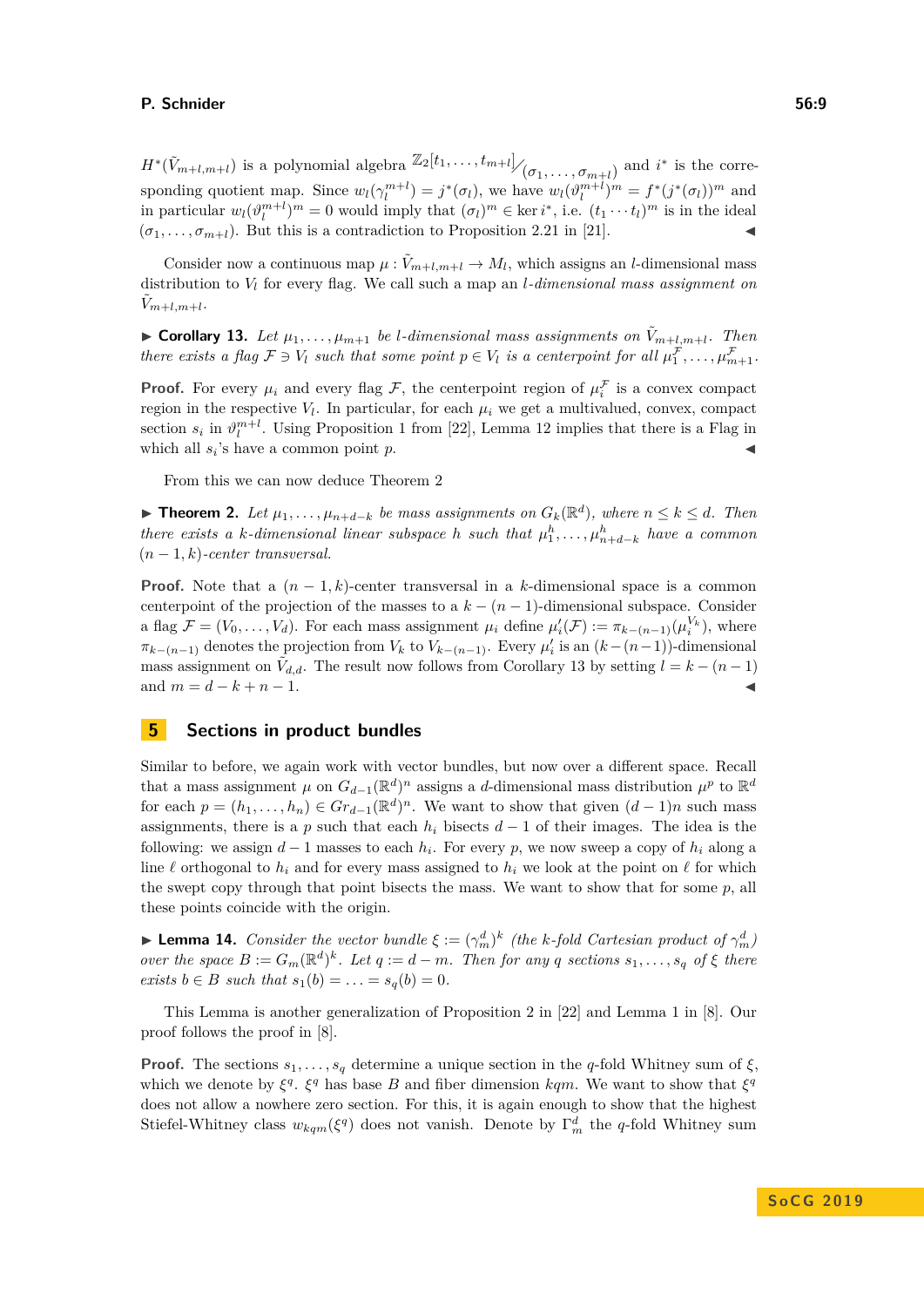$H^*(\tilde{V}_{m+l,m+l})$ is a polynomial algebra $\mathbb{Z}_2[t_1,\ldots,t_{m+l}]/(\sigma_1,\ldots,\sigma_{m+l})$ and $i^*$ is the corresponding quotient map. Since $w_l(\gamma_l^{m+l}) = j^*(\sigma_l)$, we have $w_l(\vartheta_l^{m+l})^m = f^*(j^*(\sigma_l))^m$ and in particular $w_l(\vartheta_l^{m+l})^m = 0$ would imply that $(\sigma_l)^m \in \ker i^*$, i.e. $(t_1 \cdots t_l)^m$ is in the ideal $(\sigma_1,\ldots,\sigma_{m+l})$. But this is a contradiction to Proposition 2.21 in [21]. ◀

Consider now a continuous map $\mu : \tilde{V}_{m+l,m+l} \to M_l$, which assigns an $l$-dimensional mass distribution to $V_l$ for every flag. We call such a map an *$l$-dimensional mass assignment on $\tilde{V}_{m+l,m+l}$*.

▶ **Corollary 13.** *Let $\mu_1,\ldots,\mu_{m+1}$ be $l$-dimensional mass assignments on $\tilde{V}_{m+l,m+l}$. Then there exists a flag $\mathcal{F} \ni V_l$ such that some point $p \in V_l$ is a centerpoint for all $\mu_1^{\mathcal{F}},\ldots,\mu_{m+1}^{\mathcal{F}}$.*

**Proof.** For every $\mu_i$ and every flag $\mathcal{F}$, the centerpoint region of $\mu_i^{\mathcal{F}}$ is a convex compact region in the respective $V_l$. In particular, for each $\mu_i$ we get a multivalued, convex, compact section $s_i$ in $\vartheta_l^{m+l}$. Using Proposition 1 from [22], Lemma 12 implies that there is a Flag in which all $s_i$'s have a common point $p$. ◀

From this we can now deduce Theorem 2

▶ **Theorem 2.** *Let $\mu_1,\ldots,\mu_{n+d-k}$ be mass assignments on $G_k(\mathbb{R}^d)$, where $n \leq k \leq d$. Then there exists a $k$-dimensional linear subspace $h$ such that $\mu_1^h,\ldots,\mu_{n+d-k}^h$ have a common $(n-1,k)$-center transversal.*

**Proof.** Note that a $(n-1,k)$-center transversal in a $k$-dimensional space is a common centerpoint of the projection of the masses to a $k-(n-1)$-dimensional subspace. Consider a flag $\mathcal{F} = (V_0,\ldots,V_d)$. For each mass assignment $\mu_i$ define $\mu_i'(\mathcal{F}) := \pi_{k-(n-1)}(\mu_i^{V_k})$, where $\pi_{k-(n-1)}$ denotes the projection from $V_k$ to $V_{k-(n-1)}$. Every $\mu_i'$ is an $(k-(n-1))$-dimensional mass assignment on $\tilde{V}_{d,d}$. The result now follows from Corollary 13 by setting $l = k-(n-1)$ and $m = d-k+n-1$. ◀

## 5 Sections in product bundles

Similar to before, we again work with vector bundles, but now over a different space. Recall that a mass assignment $\mu$ on $G_{d-1}(\mathbb{R}^d)^n$ assigns a $d$-dimensional mass distribution $\mu^p$ to $\mathbb{R}^d$ for each $p = (h_1,\ldots,h_n) \in Gr_{d-1}(\mathbb{R}^d)^n$. We want to show that given $(d-1)n$ such mass assignments, there is a $p$ such that each $h_i$ bisects $d-1$ of their images. The idea is the following: we assign $d-1$ masses to each $h_i$. For every $p$, we now sweep a copy of $h_i$ along a line $\ell$ orthogonal to $h_i$ and for every mass assigned to $h_i$ we look at the point on $\ell$ for which the swept copy through that point bisects the mass. We want to show that for some $p$, all these points coincide with the origin.

▶ **Lemma 14.** *Consider the vector bundle $\xi := (\gamma_m^d)^k$ (the $k$-fold Cartesian product of $\gamma_m^d$) over the space $B := G_m(\mathbb{R}^d)^k$. Let $q := d-m$. Then for any $q$ sections $s_1,\ldots,s_q$ of $\xi$ there exists $b \in B$ such that $s_1(b) = \ldots = s_q(b) = 0$.*

This Lemma is another generalization of Proposition 2 in [22] and Lemma 1 in [8]. Our proof follows the proof in [8].

**Proof.** The sections $s_1,\ldots,s_q$ determine a unique section in the $q$-fold Whitney sum of $\xi$, which we denote by $\xi^q$. $\xi^q$ has base $B$ and fiber dimension $kqm$. We want to show that $\xi^q$ does not allow a nowhere zero section. For this, it is again enough to show that the highest Stiefel-Whitney class $w_{kqm}(\xi^q)$ does not vanish. Denote by $\Gamma_m^d$ the $q$-fold Whitney sum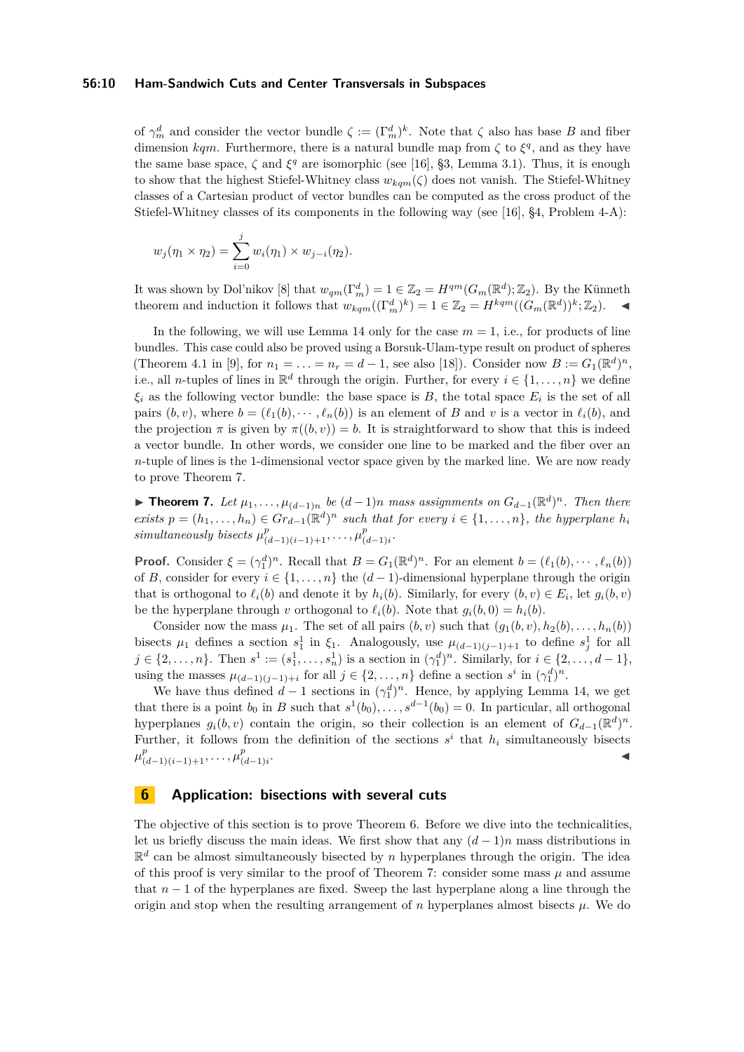of $\gamma_m^d$ and consider the vector bundle $\zeta := (\Gamma_m^d)^k$. Note that $\zeta$ also has base $B$ and fiber dimension $kqm$. Furthermore, there is a natural bundle map from $\zeta$ to $\xi^q$, and as they have the same base space, $\zeta$ and $\xi^q$ are isomorphic (see [16], §3, Lemma 3.1). Thus, it is enough to show that the highest Stiefel-Whitney class $w_{kqm}(\zeta)$ does not vanish. The Stiefel-Whitney classes of a Cartesian product of vector bundles can be computed as the cross product of the Stiefel-Whitney classes of its components in the following way (see [16], §4, Problem 4-A):

$$w_j(\eta_1 \times \eta_2) = \sum_{i=0}^{j} w_i(\eta_1) \times w_{j-i}(\eta_2).$$

It was shown by Dol'nikov [8] that $w_{qm}(\Gamma_m^d) = 1 \in \mathbb{Z}_2 = H^{qm}(G_m(\mathbb{R}^d); \mathbb{Z}_2)$. By the Künneth theorem and induction it follows that $w_{kqm}((\Gamma_m^d)^k) = 1 \in \mathbb{Z}_2 = H^{kqm}((G_m(\mathbb{R}^d))^k; \mathbb{Z}_2)$. ◀

In the following, we will use Lemma 14 only for the case $m = 1$, i.e., for products of line bundles. This case could also be proved using a Borsuk-Ulam-type result on product of spheres (Theorem 4.1 in [9], for $n_1 = \ldots = n_r = d-1$, see also [18]). Consider now $B := G_1(\mathbb{R}^d)^n$, i.e., all $n$-tuples of lines in $\mathbb{R}^d$ through the origin. Further, for every $i \in \{1, \ldots, n\}$ we define $\xi_i$ as the following vector bundle: the base space is $B$, the total space $E_i$ is the set of all pairs $(b, v)$, where $b = (\ell_1(b), \cdots, \ell_n(b))$ is an element of $B$ and $v$ is a vector in $\ell_i(b)$, and the projection $\pi$ is given by $\pi((b, v)) = b$. It is straightforward to show that this is indeed a vector bundle. In other words, we consider one line to be marked and the fiber over an $n$-tuple of lines is the 1-dimensional vector space given by the marked line. We are now ready to prove Theorem 7.

▶ **Theorem 7.** *Let $\mu_1, \ldots, \mu_{(d-1)n}$ be $(d-1)n$ mass assignments on $G_{d-1}(\mathbb{R}^d)^n$. Then there exists $p = (h_1, \ldots, h_n) \in Gr_{d-1}(\mathbb{R}^d)^n$ such that for every $i \in \{1, \ldots, n\}$, the hyperplane $h_i$ simultaneously bisects $\mu^p_{(d-1)(i-1)+1}, \ldots, \mu^p_{(d-1)i}$.*

**Proof.** Consider $\xi = (\gamma_1^d)^n$. Recall that $B = G_1(\mathbb{R}^d)^n$. For an element $b = (\ell_1(b), \cdots, \ell_n(b))$ of $B$, consider for every $i \in \{1, \ldots, n\}$ the $(d-1)$-dimensional hyperplane through the origin that is orthogonal to $\ell_i(b)$ and denote it by $h_i(b)$. Similarly, for every $(b, v) \in E_i$, let $g_i(b, v)$ be the hyperplane through $v$ orthogonal to $\ell_i(b)$. Note that $g_i(b, 0) = h_i(b)$.

Consider now the mass $\mu_1$. The set of all pairs $(b, v)$ such that $(g_1(b, v), h_2(b), \ldots, h_n(b))$ bisects $\mu_1$ defines a section $s_1^1$ in $\xi_1$. Analogously, use $\mu_{(d-1)(j-1)+1}$ to define $s_j^1$ for all $j \in \{2, \ldots, n\}$. Then $s^1 := (s_1^1, \ldots, s_n^1)$ is a section in $(\gamma_1^d)^n$. Similarly, for $i \in \{2, \ldots, d-1\}$, using the masses $\mu_{(d-1)(j-1)+i}$ for all $j \in \{2, \ldots, n\}$ define a section $s^i$ in $(\gamma_1^d)^n$.

We have thus defined $d-1$ sections in $(\gamma_1^d)^n$. Hence, by applying Lemma 14, we get that there is a point $b_0$ in $B$ such that $s^1(b_0), \ldots, s^{d-1}(b_0) = 0$. In particular, all orthogonal hyperplanes $g_i(b, v)$ contain the origin, so their collection is an element of $G_{d-1}(\mathbb{R}^d)^n$. Further, it follows from the definition of the sections $s^i$ that $h_i$ simultaneously bisects $\mu^p_{(d-1)(i-1)+1}, \ldots, \mu^p_{(d-1)i}$. ◀

## 6 Application: bisections with several cuts

The objective of this section is to prove Theorem 6. Before we dive into the technicalities, let us briefly discuss the main ideas. We first show that any $(d-1)n$ mass distributions in $\mathbb{R}^d$ can be almost simultaneously bisected by $n$ hyperplanes through the origin. The idea of this proof is very similar to the proof of Theorem 7: consider some mass $\mu$ and assume that $n-1$ of the hyperplanes are fixed. Sweep the last hyperplane along a line through the origin and stop when the resulting arrangement of $n$ hyperplanes almost bisects $\mu$. We do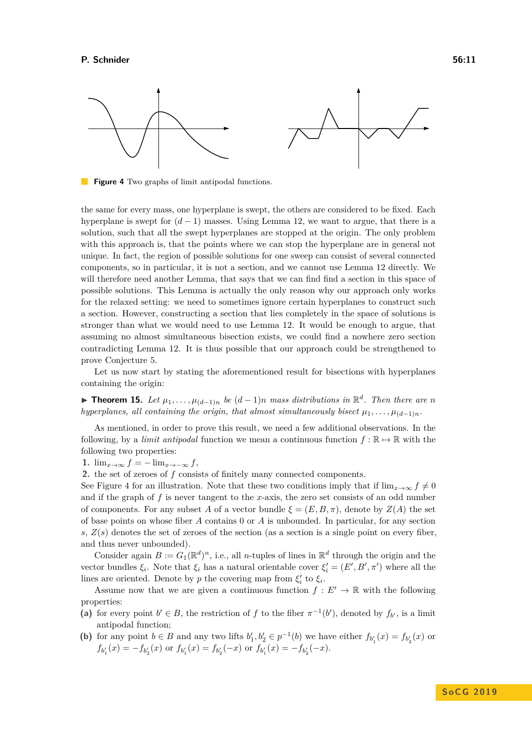**Figure 4** Two graphs of limit antipodal functions.

the same for every mass, one hyperplane is swept, the others are considered to be fixed. Each hyperplane is swept for $(d-1)$ masses. Using Lemma 12, we want to argue, that there is a solution, such that all the swept hyperplanes are stopped at the origin. The only problem with this approach is, that the points where we can stop the hyperplane are in general not unique. In fact, the region of possible solutions for one sweep can consist of several connected components, so in particular, it is not a section, and we cannot use Lemma 12 directly. We will therefore need another Lemma, that says that we can find find a section in this space of possible solutions. This Lemma is actually the only reason why our approach only works for the relaxed setting: we need to sometimes ignore certain hyperplanes to construct such a section. However, constructing a section that lies completely in the space of solutions is stronger than what we would need to use Lemma 12. It would be enough to argue, that assuming no almost simultaneous bisection exists, we could find a nowhere zero section contradicting Lemma 12. It is thus possible that our approach could be strengthened to prove Conjecture 5.

Let us now start by stating the aforementioned result for bisections with hyperplanes containing the origin:

▶ **Theorem 15.** *Let $\mu_1, \dots, \mu_{(d-1)n}$ be $(d-1)n$ mass distributions in $\mathbb{R}^d$. Then there are $n$ hyperplanes, all containing the origin, that almost simultaneously bisect $\mu_1, \dots, \mu_{(d-1)n}$.*

As mentioned, in order to prove this result, we need a few additional observations. In the following, by a *limit antipodal* function we mean a continuous function $f : \mathbb{R} \mapsto \mathbb{R}$ with the following two properties:

1. $\lim_{x\to\infty} f = -\lim_{x\to-\infty} f$,
2. the set of zeroes of $f$ consists of finitely many connected components.

See Figure 4 for an illustration. Note that these two conditions imply that if $\lim_{x\to\infty} f \neq 0$ and if the graph of $f$ is never tangent to the $x$-axis, the zero set consists of an odd number of components. For any subset $A$ of a vector bundle $\xi = (E, B, \pi)$, denote by $Z(A)$ the set of base points on whose fiber $A$ contains 0 or $A$ is unbounded. In particular, for any section $s$, $Z(s)$ denotes the set of zeroes of the section (as a section is a single point on every fiber, and thus never unbounded).

Consider again $B := G_1(\mathbb{R}^d)^n$, i.e., all $n$-tuples of lines in $\mathbb{R}^d$ through the origin and the vector bundles $\xi_i$. Note that $\xi_i$ has a natural orientable cover $\xi_i' = (E', B', \pi')$ where all the lines are oriented. Denote by $p$ the covering map from $\xi_i'$ to $\xi_i$.

Assume now that we are given a continuous function $f : E' \to \mathbb{R}$ with the following properties:

**(a)** for every point $b' \in B$, the restriction of $f$ to the fiber $\pi^{-1}(b')$, denoted by $f_{b'}$, is a limit antipodal function;

**(b)** for any point $b \in B$ and any two lifts $b_1', b_2' \in p^{-1}(b)$ we have either $f_{b_1'}(x) = f_{b_2'}(x)$ or $f_{b_1'}(x) = -f_{b_2'}(x)$ or $f_{b_1'}(x) = f_{b_2'}(-x)$ or $f_{b_1'}(x) = -f_{b_2'}(-x)$.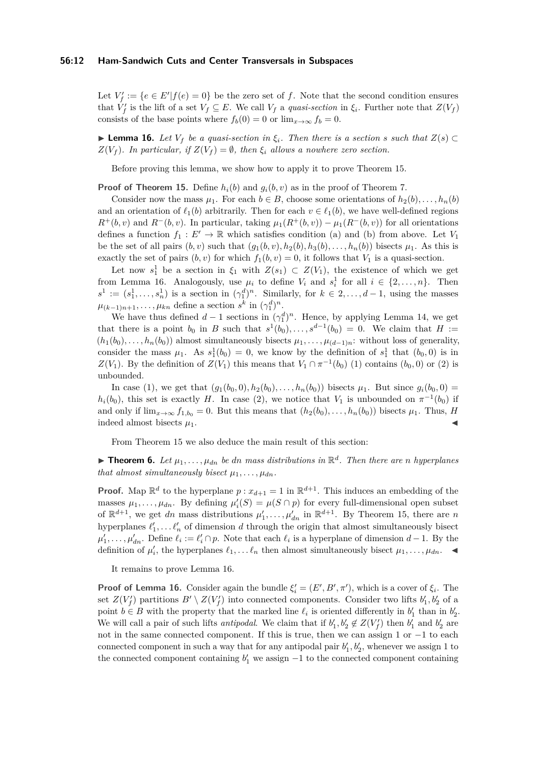Let $V'_f := \{e \in E' | f(e) = 0\}$ be the zero set of $f$. Note that the second condition ensures that $V'_f$ is the lift of a set $V_f \subseteq E$. We call $V_f$ a *quasi-section* in $\xi_i$. Further note that $Z(V_f)$ consists of the base points where $f_b(0) = 0$ or $\lim_{x\to\infty} f_b = 0$.

▶ **Lemma 16.** *Let $V_f$ be a quasi-section in $\xi_i$. Then there is a section $s$ such that $Z(s) \subset Z(V_f)$. In particular, if $Z(V_f) = \emptyset$, then $\xi_i$ allows a nowhere zero section.*

Before proving this lemma, we show how to apply it to prove Theorem 15.

**Proof of Theorem 15.** Define $h_i(b)$ and $g_i(b, v)$ as in the proof of Theorem 7.

Consider now the mass $\mu_1$. For each $b \in B$, choose some orientations of $h_2(b), \dots, h_n(b)$ and an orientation of $\ell_1(b)$ arbitrarily. Then for each $v \in \ell_1(b)$, we have well-defined regions $R^+(b, v)$ and $R^-(b, v)$. In particular, taking $\mu_1(R^+(b, v)) - \mu_1(R^-(b, v))$ for all orientations defines a function $f_1 : E' \to \mathbb{R}$ which satisfies condition (a) and (b) from above. Let $V_1$ be the set of all pairs $(b, v)$ such that $(g_1(b, v), h_2(b), h_3(b), \dots, h_n(b))$ bisects $\mu_1$. As this is exactly the set of pairs $(b, v)$ for which $f_1(b, v) = 0$, it follows that $V_1$ is a quasi-section.

Let now $s_1^1$ be a section in $\xi_1$ with $Z(s_1) \subset Z(V_1)$, the existence of which we get from Lemma 16. Analogously, use $\mu_i$ to define $V_i$ and $s_i^1$ for all $i \in \{2, \dots, n\}$. Then $s^1 := (s_1^1, \dots, s_n^1)$ is a section in $(\gamma_1^d)^n$. Similarly, for $k \in 2, \dots, d-1$, using the masses $\mu_{(k-1)n+1}, \dots, \mu_{kn}$ define a section $s^k$ in $(\gamma_1^d)^n$.

We have thus defined $d-1$ sections in $(\gamma_1^d)^n$. Hence, by applying Lemma 14, we get that there is a point $b_0$ in $B$ such that $s^1(b_0), \dots, s^{d-1}(b_0) = 0$. We claim that $H := (h_1(b_0), \dots, h_n(b_0))$ almost simultaneously bisects $\mu_1, \dots, \mu_{(d-1)n}$: without loss of generality, consider the mass $\mu_1$. As $s_1^1(b_0) = 0$, we know by the definition of $s_1^1$ that $(b_0, 0)$ is in $Z(V_1)$. By the definition of $Z(V_1)$ this means that $V_1 \cap \pi^{-1}(b_0)$ (1) contains $(b_0, 0)$ or (2) is unbounded.

In case (1), we get that $(g_1(b_0, 0), h_2(b_0), \dots, h_n(b_0))$ bisects $\mu_1$. But since $g_i(b_0, 0) = h_i(b_0)$, this set is exactly $H$. In case (2), we notice that $V_1$ is unbounded on $\pi^{-1}(b_0)$ if and only if $\lim_{x\to\infty} f_{1,b_0} = 0$. But this means that $(h_2(b_0), \dots, h_n(b_0))$ bisects $\mu_1$. Thus, $H$ indeed almost bisects $\mu_1$. ◀

From Theorem 15 we also deduce the main result of this section:

▶ **Theorem 6.** *Let $\mu_1, \dots, \mu_{dn}$ be $dn$ mass distributions in $\mathbb{R}^d$. Then there are $n$ hyperplanes that almost simultaneously bisect $\mu_1, \dots, \mu_{dn}$.*

**Proof.** Map $\mathbb{R}^d$ to the hyperplane $p : x_{d+1} = 1$ in $\mathbb{R}^{d+1}$. This induces an embedding of the masses $\mu_1, \dots, \mu_{dn}$. By defining $\mu'_i(S) = \mu(S \cap p)$ for every full-dimensional open subset of $\mathbb{R}^{d+1}$, we get $dn$ mass distributions $\mu'_1, \dots, \mu'_{dn}$ in $\mathbb{R}^{d+1}$. By Theorem 15, there are $n$ hyperplanes $\ell'_1, \dots \ell'_n$ of dimension $d$ through the origin that almost simultaneously bisect $\mu'_1, \dots, \mu'_{dn}$. Define $\ell_i := \ell'_i \cap p$. Note that each $\ell_i$ is a hyperplane of dimension $d-1$. By the definition of $\mu'_i$, the hyperplanes $\ell_1, \dots \ell_n$ then almost simultaneously bisect $\mu_1, \dots, \mu_{dn}$. ◀

It remains to prove Lemma 16.

**Proof of Lemma 16.** Consider again the bundle $\xi'_i = (E', B', \pi')$, which is a cover of $\xi_i$. The set $Z(V'_f)$ partitions $B' \setminus Z(V'_f)$ into connected components. Consider two lifts $b'_1, b'_2$ of a point $b \in B$ with the property that the marked line $\ell_i$ is oriented differently in $b'_1$ than in $b'_2$. We will call a pair of such lifts *antipodal*. We claim that if $b'_1, b'_2 \notin Z(V'_f)$ then $b'_1$ and $b'_2$ are not in the same connected component. If this is true, then we can assign 1 or $-1$ to each connected component in such a way that for any antipodal pair $b'_1, b'_2$, whenever we assign 1 to the connected component containing $b'_1$ we assign $-1$ to the connected component containing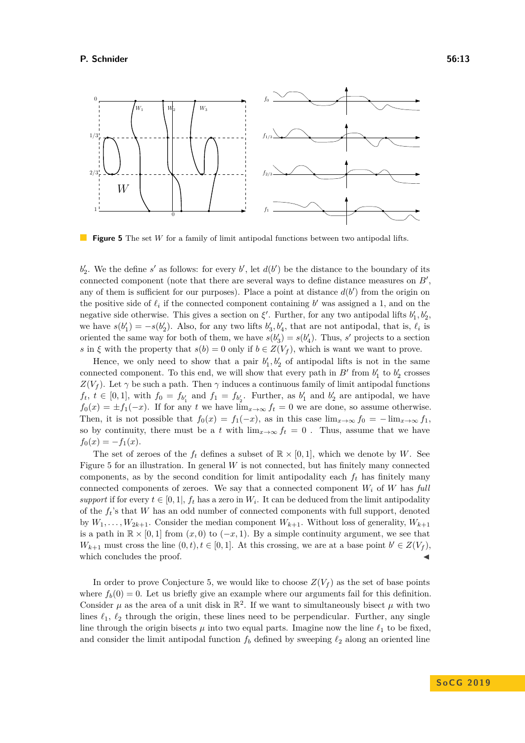**Figure 5** The set $W$ for a family of limit antipodal functions between two antipodal lifts.

$b'_2$. We the define $s'$ as follows: for every $b'$, let $d(b')$ be the distance to the boundary of its connected component (note that there are several ways to define distance measures on $B'$, any of them is sufficient for our purposes). Place a point at distance $d(b')$ from the origin on the positive side of $\ell_i$ if the connected component containing $b'$ was assigned a 1, and on the negative side otherwise. This gives a section on $\xi'$. Further, for any two antipodal lifts $b'_1, b'_2$, we have $s(b'_1) = -s(b'_2)$. Also, for any two lifts $b'_3, b'_4$, that are not antipodal, that is, $\ell_i$ is oriented the same way for both of them, we have $s(b'_3) = s(b'_4)$. Thus, $s'$ projects to a section $s$ in $\xi$ with the property that $s(b) = 0$ only if $b \in Z(V_f)$, which is want we want to prove.

Hence, we only need to show that a pair $b'_1, b'_2$ of antipodal lifts is not in the same connected component. To this end, we will show that every path in $B'$ from $b'_1$ to $b'_2$ crosses $Z(V_f)$. Let $\gamma$ be such a path. Then $\gamma$ induces a continuous family of limit antipodal functions $f_t$, $t \in [0,1]$, with $f_0 = f_{b'_1}$ and $f_1 = f_{b'_2}$. Further, as $b'_1$ and $b'_2$ are antipodal, we have $f_0(x) = \pm f_1(-x)$. If for any $t$ we have $\lim_{x\to\infty} f_t = 0$ we are done, so assume otherwise. Then, it is not possible that $f_0(x) = f_1(-x)$, as in this case $\lim_{x\to\infty} f_0 = -\lim_{x\to\infty} f_1$, so by continuity, there must be a $t$ with $\lim_{x\to\infty} f_t = 0$ . Thus, assume that we have $f_0(x) = -f_1(x)$.

The set of zeroes of the $f_t$ defines a subset of $\mathbb{R} \times [0,1]$, which we denote by $W$. See Figure 5 for an illustration. In general $W$ is not connected, but has finitely many connected components, as by the second condition for limit antipodality each $f_t$ has finitely many connected components of zeroes. We say that a connected component $W_i$ of $W$ has *full support* if for every $t \in [0,1]$, $f_t$ has a zero in $W_i$. It can be deduced from the limit antipodality of the $f_t$'s that $W$ has an odd number of connected components with full support, denoted by $W_1, \ldots, W_{2k+1}$. Consider the median component $W_{k+1}$. Without loss of generality, $W_{k+1}$ is a path in $\mathbb{R} \times [0,1]$ from $(x,0)$ to $(-x,1)$. By a simple continuity argument, we see that $W_{k+1}$ must cross the line $(0,t), t \in [0,1]$. At this crossing, we are at a base point $b' \in Z(V_f)$, which concludes the proof. ◀

In order to prove Conjecture 5, we would like to choose $Z(V_f)$ as the set of base points where $f_b(0) = 0$. Let us briefly give an example where our arguments fail for this definition. Consider $\mu$ as the area of a unit disk in $\mathbb{R}^2$. If we want to simultaneously bisect $\mu$ with two lines $\ell_1$, $\ell_2$ through the origin, these lines need to be perpendicular. Further, any single line through the origin bisects $\mu$ into two equal parts. Imagine now the line $\ell_1$ to be fixed, and consider the limit antipodal function $f_b$ defined by sweeping $\ell_2$ along an oriented line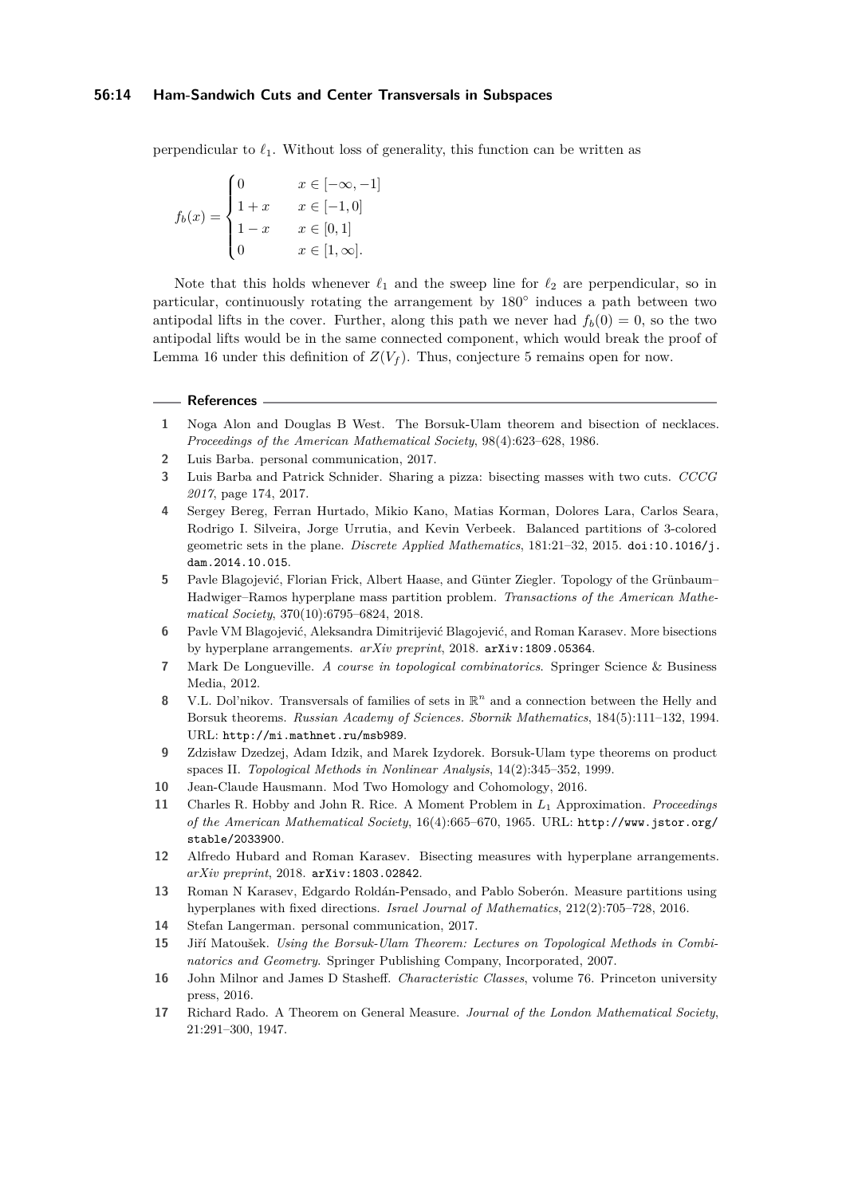perpendicular to $\ell_1$. Without loss of generality, this function can be written as

$$f_b(x) = \begin{cases} 0 & x \in [-\infty, -1] \\ 1 + x & x \in [-1, 0] \\ 1 - x & x \in [0, 1] \\ 0 & x \in [1, \infty]. \end{cases}$$

Note that this holds whenever $\ell_1$ and the sweep line for $\ell_2$ are perpendicular, so in particular, continuously rotating the arrangement by 180° induces a path between two antipodal lifts in the cover. Further, along this path we never had $f_b(0) = 0$, so the two antipodal lifts would be in the same connected component, which would break the proof of Lemma 16 under this definition of $Z(V_f)$. Thus, conjecture 5 remains open for now.

## References

1. Noga Alon and Douglas B West. The Borsuk-Ulam theorem and bisection of necklaces. *Proceedings of the American Mathematical Society*, 98(4):623–628, 1986.
2. Luis Barba. personal communication, 2017.
3. Luis Barba and Patrick Schnider. Sharing a pizza: bisecting masses with two cuts. *CCCG 2017*, page 174, 2017.
4. Sergey Bereg, Ferran Hurtado, Mikio Kano, Matias Korman, Dolores Lara, Carlos Seara, Rodrigo I. Silveira, Jorge Urrutia, and Kevin Verbeek. Balanced partitions of 3-colored geometric sets in the plane. *Discrete Applied Mathematics*, 181:21–32, 2015. doi:10.1016/j.dam.2014.10.015.
5. Pavle Blagojević, Florian Frick, Albert Haase, and Günter Ziegler. Topology of the Grünbaum–Hadwiger–Ramos hyperplane mass partition problem. *Transactions of the American Mathematical Society*, 370(10):6795–6824, 2018.
6. Pavle VM Blagojević, Aleksandra Dimitrijević Blagojević, and Roman Karasev. More bisections by hyperplane arrangements. *arXiv preprint*, 2018. arXiv:1809.05364.
7. Mark De Longueville. *A course in topological combinatorics*. Springer Science & Business Media, 2012.
8. V.L. Dol'nikov. Transversals of families of sets in $\mathbb{R}^n$ and a connection between the Helly and Borsuk theorems. *Russian Academy of Sciences. Sbornik Mathematics*, 184(5):111–132, 1994. URL: http://mi.mathnet.ru/msb989.
9. Zdzisław Dzedzej, Adam Idzik, and Marek Izydorek. Borsuk-Ulam type theorems on product spaces II. *Topological Methods in Nonlinear Analysis*, 14(2):345–352, 1999.
10. Jean-Claude Hausmann. Mod Two Homology and Cohomology, 2016.
11. Charles R. Hobby and John R. Rice. A Moment Problem in $L_1$ Approximation. *Proceedings of the American Mathematical Society*, 16(4):665–670, 1965. URL: http://www.jstor.org/stable/2033900.
12. Alfredo Hubard and Roman Karasev. Bisecting measures with hyperplane arrangements. *arXiv preprint*, 2018. arXiv:1803.02842.
13. Roman N Karasev, Edgardo Roldán-Pensado, and Pablo Soberón. Measure partitions using hyperplanes with fixed directions. *Israel Journal of Mathematics*, 212(2):705–728, 2016.
14. Stefan Langerman. personal communication, 2017.
15. Jiří Matoušek. *Using the Borsuk-Ulam Theorem: Lectures on Topological Methods in Combinatorics and Geometry*. Springer Publishing Company, Incorporated, 2007.
16. John Milnor and James D Stasheff. *Characteristic Classes*, volume 76. Princeton university press, 2016.
17. Richard Rado. A Theorem on General Measure. *Journal of the London Mathematical Society*, 21:291–300, 1947.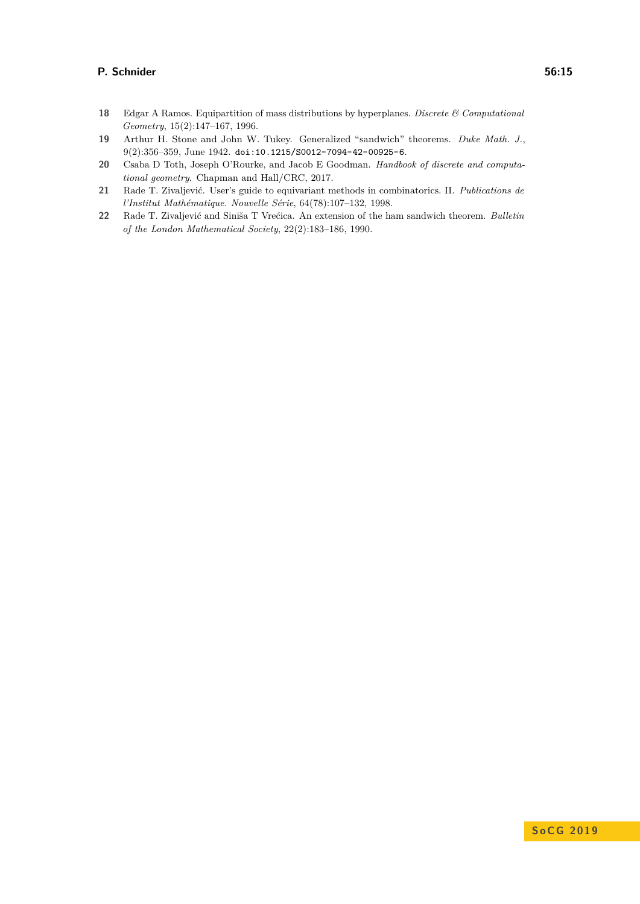18 Edgar A Ramos. Equipartition of mass distributions by hyperplanes. *Discrete & Computational Geometry*, 15(2):147–167, 1996.

19 Arthur H. Stone and John W. Tukey. Generalized "sandwich" theorems. *Duke Math. J.*, 9(2):356–359, June 1942. doi:10.1215/S0012-7094-42-00925-6.

20 Csaba D Toth, Joseph O'Rourke, and Jacob E Goodman. *Handbook of discrete and computational geometry*. Chapman and Hall/CRC, 2017.

21 Rade T. Zivaljević. User's guide to equivariant methods in combinatorics. II. *Publications de l'Institut Mathématique. Nouvelle Série*, 64(78):107–132, 1998.

22 Rade T. Zivaljević and Siniša T Vrećica. An extension of the ham sandwich theorem. *Bulletin of the London Mathematical Society*, 22(2):183–186, 1990.